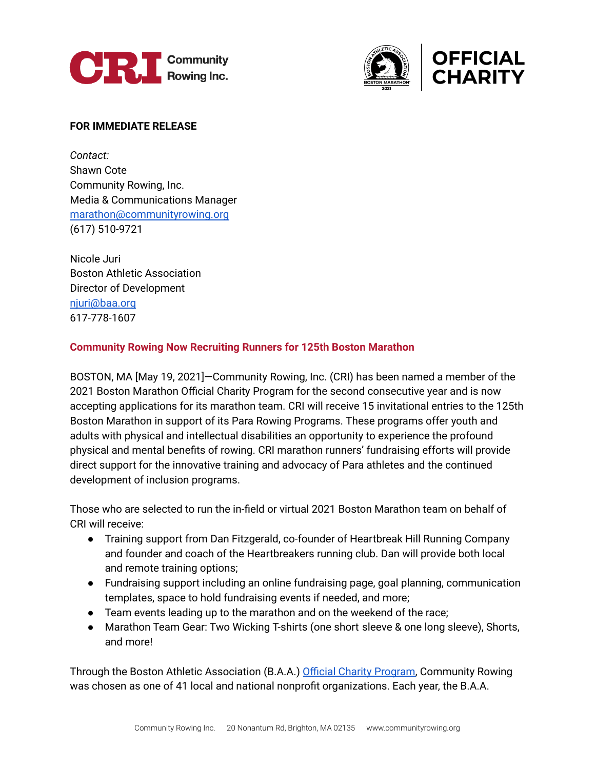**FOR IMMEDIATE RELEASE**

*Contact:*
Shawn Cote
Community Rowing, Inc.
Media & Communications Manager
[marathon@communityrowing.org](mailto:marathon@communityrowing.org)
(617) 510-9721

Nicole Juri
Boston Athletic Association
Director of Development
[njuri@baa.org](mailto:njuri@baa.org)
617-778-1607

## Community Rowing Now Recruiting Runners for 125th Boston Marathon

BOSTON, MA [May 19, 2021]—Community Rowing, Inc. (CRI) has been named a member of the 2021 Boston Marathon Official Charity Program for the second consecutive year and is now accepting applications for its marathon team. CRI will receive 15 invitational entries to the 125th Boston Marathon in support of its Para Rowing Programs. These programs offer youth and adults with physical and intellectual disabilities an opportunity to experience the profound physical and mental benefits of rowing. CRI marathon runners' fundraising efforts will provide direct support for the innovative training and advocacy of Para athletes and the continued development of inclusion programs.

Those who are selected to run the in-field or virtual 2021 Boston Marathon team on behalf of CRI will receive:

- Training support from Dan Fitzgerald, co-founder of Heartbreak Hill Running Company and founder and coach of the Heartbreakers running club. Dan will provide both local and remote training options;
- Fundraising support including an online fundraising page, goal planning, communication templates, space to hold fundraising events if needed, and more;
- Team events leading up to the marathon and on the weekend of the race;
- Marathon Team Gear: Two Wicking T-shirts (one short sleeve & one long sleeve), Shorts, and more!

Through the Boston Athletic Association (B.A.A.) [Official Charity Program](), Community Rowing was chosen as one of 41 local and national nonprofit organizations. Each year, the B.A.A.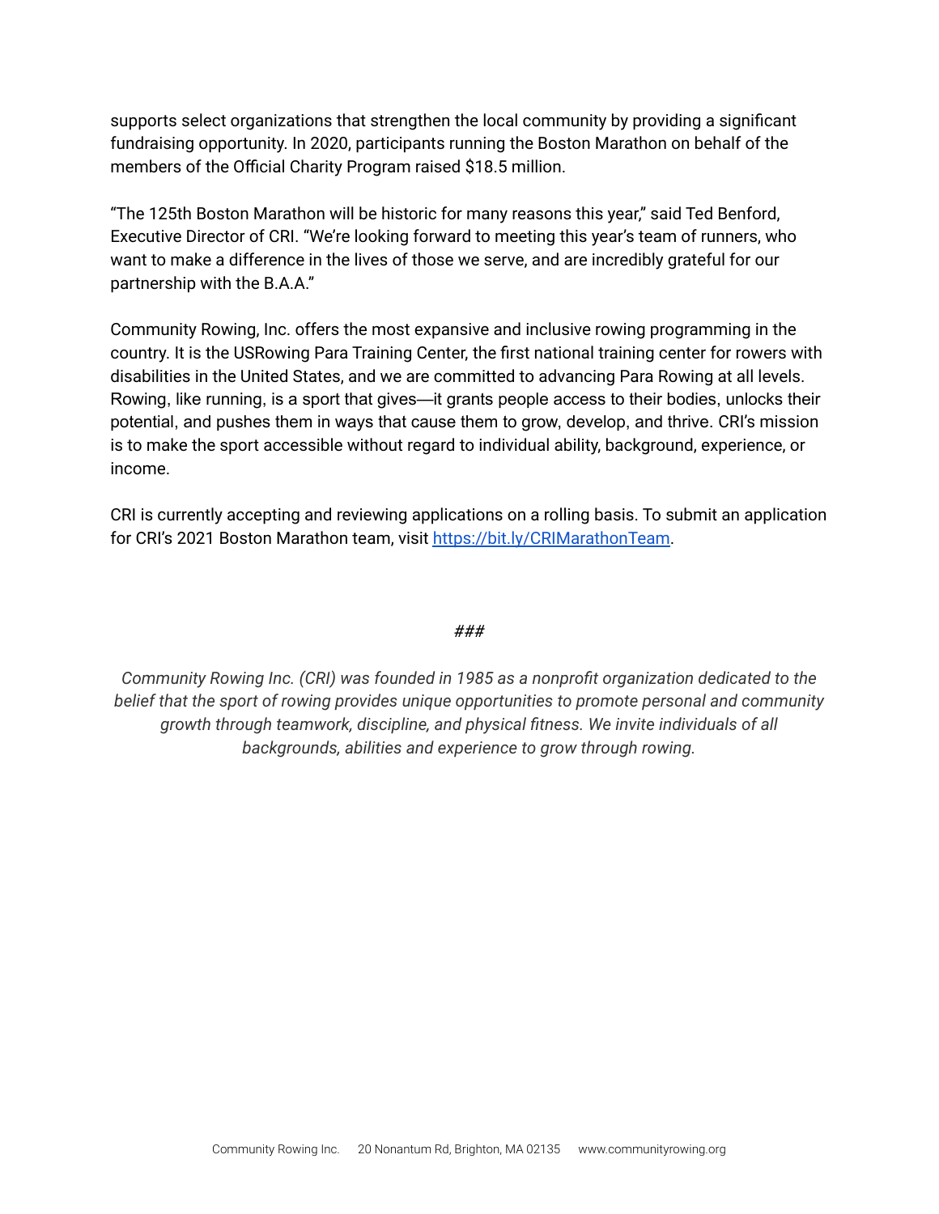supports select organizations that strengthen the local community by providing a significant fundraising opportunity. In 2020, participants running the Boston Marathon on behalf of the members of the Official Charity Program raised $18.5 million.

“The 125th Boston Marathon will be historic for many reasons this year,” said Ted Benford, Executive Director of CRI. “We're looking forward to meeting this year's team of runners, who want to make a difference in the lives of those we serve, and are incredibly grateful for our partnership with the B.A.A.”

Community Rowing, Inc. offers the most expansive and inclusive rowing programming in the country. It is the USRowing Para Training Center, the first national training center for rowers with disabilities in the United States, and we are committed to advancing Para Rowing at all levels. Rowing, like running, is a sport that gives—it grants people access to their bodies, unlocks their potential, and pushes them in ways that cause them to grow, develop, and thrive. CRI's mission is to make the sport accessible without regard to individual ability, background, experience, or income.

CRI is currently accepting and reviewing applications on a rolling basis. To submit an application for CRI's 2021 Boston Marathon team, visit [https://bit.ly/CRIMarathonTeam](https://bit.ly/CRIMarathonTeam).

###

*Community Rowing Inc. (CRI) was founded in 1985 as a nonprofit organization dedicated to the belief that the sport of rowing provides unique opportunities to promote personal and community growth through teamwork, discipline, and physical fitness. We invite individuals of all backgrounds, abilities and experience to grow through rowing.*

Community Rowing Inc. 20 Nonantum Rd, Brighton, MA 02135 www.communityrowing.org